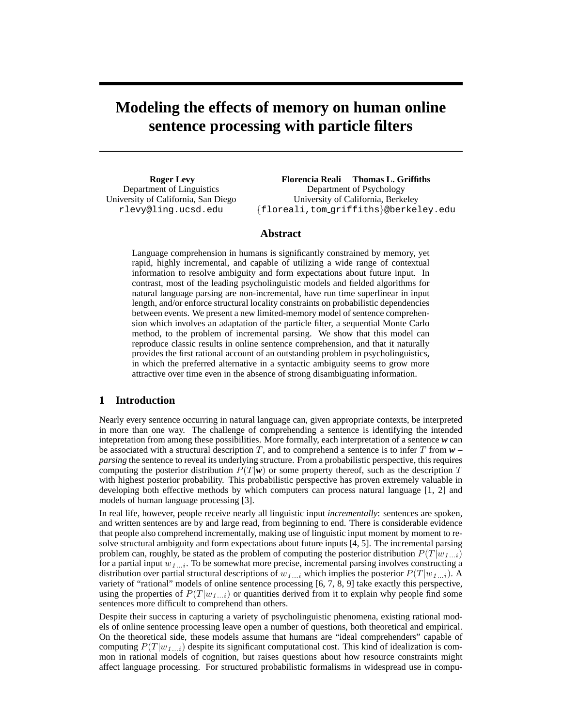# Modeling the effects of memory on human online sentence processing with particle filters

**Roger Levy**
Department of Linguistics
University of California, San Diego
rlevy@ling.ucsd.edu

**Florencia Reali  Thomas L. Griffiths**
Department of Psychology
University of California, Berkeley
{floreali,tom_griffiths}@berkeley.edu

## Abstract

Language comprehension in humans is significantly constrained by memory, yet rapid, highly incremental, and capable of utilizing a wide range of contextual information to resolve ambiguity and form expectations about future input. In contrast, most of the leading psycholinguistic models and fielded algorithms for natural language parsing are non-incremental, have run time superlinear in input length, and/or enforce structural locality constraints on probabilistic dependencies between events. We present a new limited-memory model of sentence comprehension which involves an adaptation of the particle filter, a sequential Monte Carlo method, to the problem of incremental parsing. We show that this model can reproduce classic results in online sentence comprehension, and that it naturally provides the first rational account of an outstanding problem in psycholinguistics, in which the preferred alternative in a syntactic ambiguity seems to grow more attractive over time even in the absence of strong disambiguating information.

## 1 Introduction

Nearly every sentence occurring in natural language can, given appropriate contexts, be interpreted in more than one way. The challenge of comprehending a sentence is identifying the intended intepretation from among these possibilities. More formally, each interpretation of a sentence $\boldsymbol{w}$ can be associated with a structural description $T$, and to comprehend a sentence is to infer $T$ from $\boldsymbol{w}$ – *parsing* the sentence to reveal its underlying structure. From a probabilistic perspective, this requires computing the posterior distribution $P(T|\boldsymbol{w})$ or some property thereof, such as the description $T$ with highest posterior probability. This probabilistic perspective has proven extremely valuable in developing both effective methods by which computers can process natural language [1, 2] and models of human language processing [3].

In real life, however, people receive nearly all linguistic input *incrementally*: sentences are spoken, and written sentences are by and large read, from beginning to end. There is considerable evidence that people also comprehend incrementally, making use of linguistic input moment by moment to resolve structural ambiguity and form expectations about future inputs [4, 5]. The incremental parsing problem can, roughly, be stated as the problem of computing the posterior distribution $P(T|w_{1...i})$ for a partial input $w_{1...i}$. To be somewhat more precise, incremental parsing involves constructing a distribution over partial structural descriptions of $w_{1...i}$ which implies the posterior $P(T|w_{1...i})$. A variety of "rational" models of online sentence processing [6, 7, 8, 9] take exactly this perspective, using the properties of $P(T|w_{1...i})$ or quantities derived from it to explain why people find some sentences more difficult to comprehend than others.

Despite their success in capturing a variety of psycholinguistic phenomena, existing rational models of online sentence processing leave open a number of questions, both theoretical and empirical. On the theoretical side, these models assume that humans are "ideal comprehenders" capable of computing $P(T|w_{1...i})$ despite its significant computational cost. This kind of idealization is common in rational models of cognition, but raises questions about how resource constraints might affect language processing. For structured probabilistic formalisms in widespread use in compu-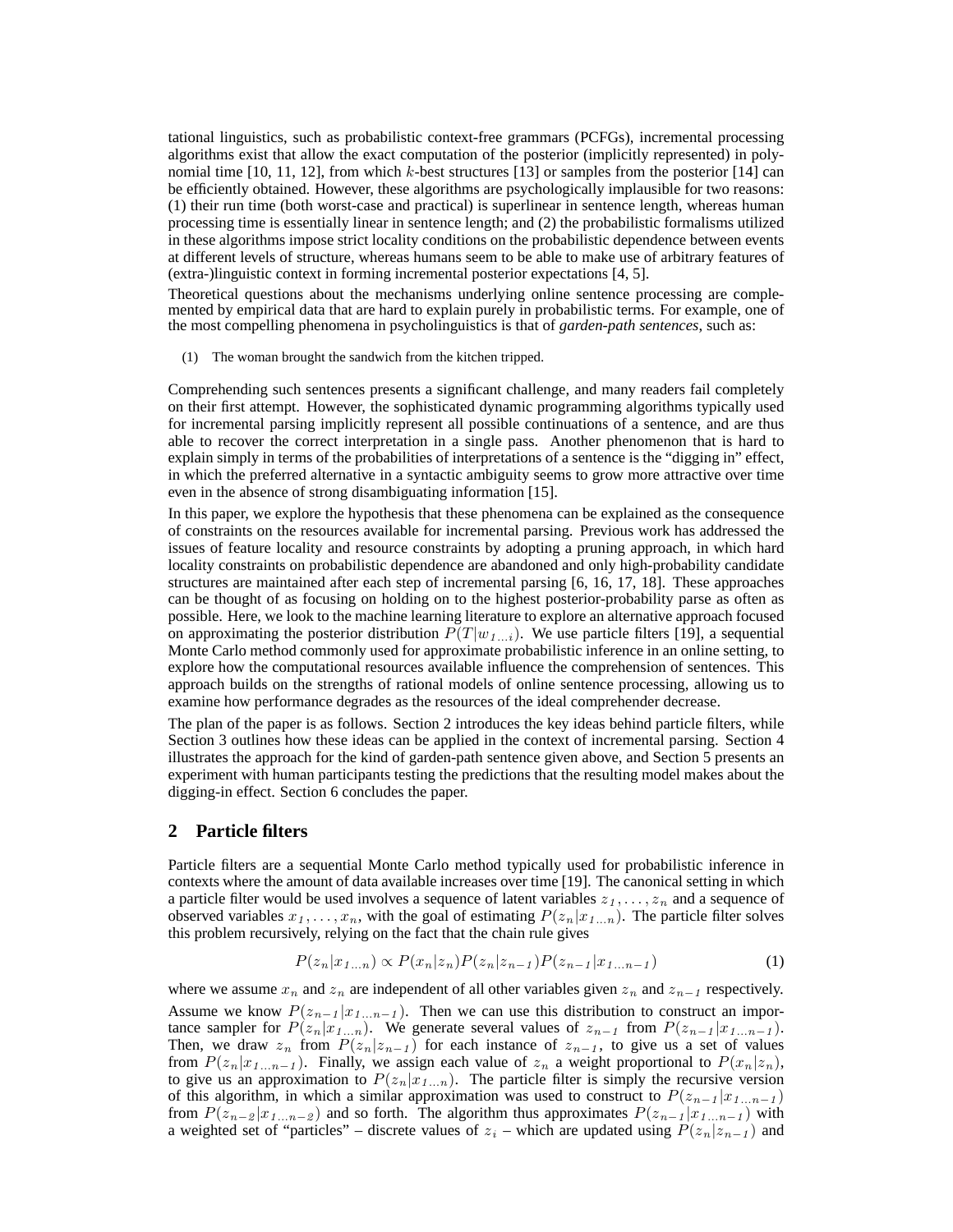tational linguistics, such as probabilistic context-free grammars (PCFGs), incremental processing algorithms exist that allow the exact computation of the posterior (implicitly represented) in polynomial time [10, 11, 12], from which $k$-best structures [13] or samples from the posterior [14] can be efficiently obtained. However, these algorithms are psychologically implausible for two reasons: (1) their run time (both worst-case and practical) is superlinear in sentence length, whereas human processing time is essentially linear in sentence length; and (2) the probabilistic formalisms utilized in these algorithms impose strict locality conditions on the probabilistic dependence between events at different levels of structure, whereas humans seem to be able to make use of arbitrary features of (extra-)linguistic context in forming incremental posterior expectations [4, 5].

Theoretical questions about the mechanisms underlying online sentence processing are complemented by empirical data that are hard to explain purely in probabilistic terms. For example, one of the most compelling phenomena in psycholinguistics is that of *garden-path sentences*, such as:

(1) The woman brought the sandwich from the kitchen tripped.

Comprehending such sentences presents a significant challenge, and many readers fail completely on their first attempt. However, the sophisticated dynamic programming algorithms typically used for incremental parsing implicitly represent all possible continuations of a sentence, and are thus able to recover the correct interpretation in a single pass. Another phenomenon that is hard to explain simply in terms of the probabilities of interpretations of a sentence is the "digging in" effect, in which the preferred alternative in a syntactic ambiguity seems to grow more attractive over time even in the absence of strong disambiguating information [15].

In this paper, we explore the hypothesis that these phenomena can be explained as the consequence of constraints on the resources available for incremental parsing. Previous work has addressed the issues of feature locality and resource constraints by adopting a pruning approach, in which hard locality constraints on probabilistic dependence are abandoned and only high-probability candidate structures are maintained after each step of incremental parsing [6, 16, 17, 18]. These approaches can be thought of as focusing on holding on to the highest posterior-probability parse as often as possible. Here, we look to the machine learning literature to explore an alternative approach focused on approximating the posterior distribution $P(T|w_{1...i})$. We use particle filters [19], a sequential Monte Carlo method commonly used for approximate probabilistic inference in an online setting, to explore how the computational resources available influence the comprehension of sentences. This approach builds on the strengths of rational models of online sentence processing, allowing us to examine how performance degrades as the resources of the ideal comprehender decrease.

The plan of the paper is as follows. Section 2 introduces the key ideas behind particle filters, while Section 3 outlines how these ideas can be applied in the context of incremental parsing. Section 4 illustrates the approach for the kind of garden-path sentence given above, and Section 5 presents an experiment with human participants testing the predictions that the resulting model makes about the digging-in effect. Section 6 concludes the paper.

## 2 Particle filters

Particle filters are a sequential Monte Carlo method typically used for probabilistic inference in contexts where the amount of data available increases over time [19]. The canonical setting in which a particle filter would be used involves a sequence of latent variables $z_1, \ldots, z_n$ and a sequence of observed variables $x_1, \ldots, x_n$, with the goal of estimating $P(z_n|x_{1...n})$. The particle filter solves this problem recursively, relying on the fact that the chain rule gives

$$P(z_n|x_{1...n}) \propto P(x_n|z_n)P(z_n|z_{n-1})P(z_{n-1}|x_{1...n-1}) \tag{1}$$

where we assume $x_n$ and $z_n$ are independent of all other variables given $z_n$ and $z_{n-1}$ respectively. Assume we know $P(z_{n-1}|x_{1...n-1})$. Then we can use this distribution to construct an importance sampler for $P(z_n|x_{1...n})$. We generate several values of $z_{n-1}$ from $P(z_{n-1}|x_{1...n-1})$. Then, we draw $z_n$ from $P(z_n|z_{n-1})$ for each instance of $z_{n-1}$, to give us a set of values from $P(z_n|x_{1...n-1})$. Finally, we assign each value of $z_n$ a weight proportional to $P(x_n|z_n)$, to give us an approximation to $P(z_n|x_{1...n})$. The particle filter is simply the recursive version of this algorithm, in which a similar approximation was used to construct to $P(z_{n-1}|x_{1...n-1})$ from $P(z_{n-2}|x_{1...n-2})$ and so forth. The algorithm thus approximates $P(z_{n-1}|x_{1...n-1})$ with a weighted set of "particles" – discrete values of $z_i$ – which are updated using $P(z_n|z_{n-1})$ and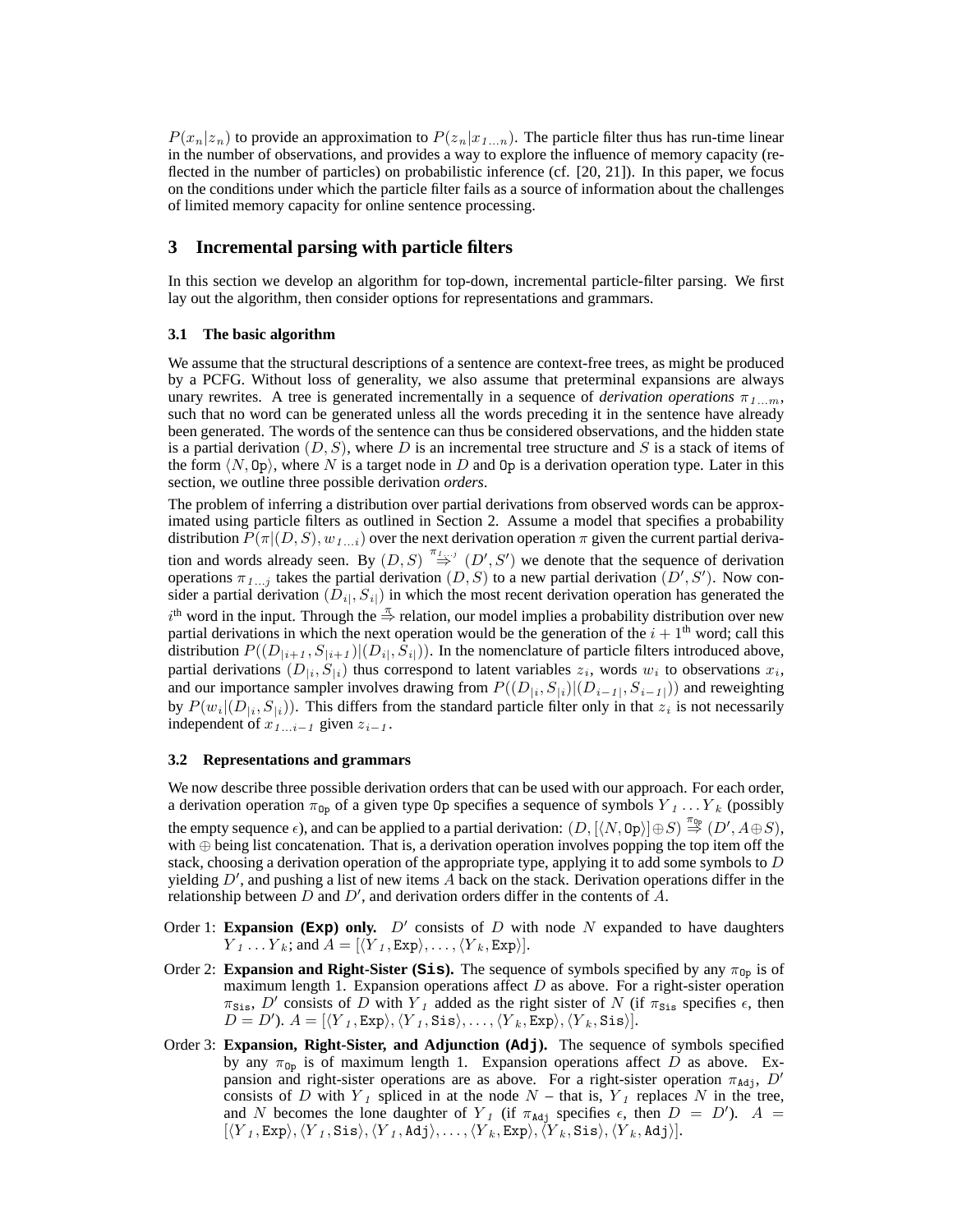$P(x_n|z_n)$ to provide an approximation to $P(z_n|x_{1\dots n})$. The particle filter thus has run-time linear in the number of observations, and provides a way to explore the influence of memory capacity (reflected in the number of particles) on probabilistic inference (cf. [20, 21]). In this paper, we focus on the conditions under which the particle filter fails as a source of information about the challenges of limited memory capacity for online sentence processing.

## 3 Incremental parsing with particle filters

In this section we develop an algorithm for top-down, incremental particle-filter parsing. We first lay out the algorithm, then consider options for representations and grammars.

### 3.1 The basic algorithm

We assume that the structural descriptions of a sentence are context-free trees, as might be produced by a PCFG. Without loss of generality, we also assume that preterminal expansions are always unary rewrites. A tree is generated incrementally in a sequence of *derivation operations* $\pi_{1\dots m}$, such that no word can be generated unless all the words preceding it in the sentence have already been generated. The words of the sentence can thus be considered observations, and the hidden state is a partial derivation $(D, S)$, where $D$ is an incremental tree structure and $S$ is a stack of items of the form $\langle N, \texttt{Op}\rangle$, where $N$ is a target node in $D$ and $\texttt{Op}$ is a derivation operation type. Later in this section, we outline three possible derivation *orders*.

The problem of inferring a distribution over partial derivations from observed words can be approximated using particle filters as outlined in Section 2. Assume a model that specifies a probability distribution $P(\pi|(D,S), w_{1\dots i})$ over the next derivation operation $\pi$ given the current partial derivation and words already seen. By $(D,S) \stackrel{\pi_{1\dots j}}{\Rightarrow} (D', S')$ we denote that the sequence of derivation operations $\pi_{1\dots j}$ takes the partial derivation $(D,S)$ to a new partial derivation $(D', S')$. Now consider a partial derivation $(D_{i|}, S_{i|})$ in which the most recent derivation operation has generated the $i^{\text{th}}$ word in the input. Through the $\stackrel{\pi}{\Rightarrow}$ relation, our model implies a probability distribution over new partial derivations in which the next operation would be the generation of the $i+1^{\text{th}}$ word; call this distribution $P((D_{|i+1}, S_{|i+1})|(D_{i|}, S_{i|}))$. In the nomenclature of particle filters introduced above, partial derivations $(D_{|i}, S_{|i})$ thus correspond to latent variables $z_i$, words $w_i$ to observations $x_i$, and our importance sampler involves drawing from $P((D_{|i}, S_{|i})|(D_{i-1|}, S_{i-1|}))$ and reweighting by $P(w_i|(D_{|i}, S_{|i}))$. This differs from the standard particle filter only in that $z_i$ is not necessarily independent of $x_{1\dots i-1}$ given $z_{i-1}$.

### 3.2 Representations and grammars

We now describe three possible derivation orders that can be used with our approach. For each order, a derivation operation $\pi_{\texttt{Op}}$ of a given type $\texttt{Op}$ specifies a sequence of symbols $Y_1 \dots Y_k$ (possibly the empty sequence $\epsilon$), and can be applied to a partial derivation: $(D, [\langle N, \texttt{Op}\rangle] \oplus S) \stackrel{\pi_{\texttt{Op}}}{\Rightarrow} (D', A \oplus S)$, with $\oplus$ being list concatenation. That is, a derivation operation involves popping the top item off the stack, choosing a derivation operation of the appropriate type, applying it to add some symbols to $D$ yielding $D'$, and pushing a list of new items $A$ back on the stack. Derivation operations differ in the relationship between $D$ and $D'$, and derivation orders differ in the contents of $A$.

Order 1: **Expansion (Exp) only.** $D'$ consists of $D$ with node $N$ expanded to have daughters $Y_1 \dots Y_k$; and $A = [\langle Y_1, \texttt{Exp}\rangle, \dots, \langle Y_k, \texttt{Exp}\rangle]$.

Order 2: **Expansion and Right-Sister (Sis).** The sequence of symbols specified by any $\pi_{\texttt{Op}}$ is of maximum length 1. Expansion operations affect $D$ as above. For a right-sister operation $\pi_{\texttt{Sis}}$, $D'$ consists of $D$ with $Y_1$ added as the right sister of $N$ (if $\pi_{\texttt{Sis}}$ specifies $\epsilon$, then $D = D'$). $A = [\langle Y_1, \texttt{Exp}\rangle, \langle Y_1, \texttt{Sis}\rangle, \dots, \langle Y_k, \texttt{Exp}\rangle, \langle Y_k, \texttt{Sis}\rangle]$.

Order 3: **Expansion, Right-Sister, and Adjunction (Adj).** The sequence of symbols specified by any $\pi_{\texttt{Op}}$ is of maximum length 1. Expansion operations affect $D$ as above. Expansion and right-sister operations are as above. For a right-sister operation $\pi_{\texttt{Adj}}$, $D'$ consists of $D$ with $Y_1$ spliced in at the node $N$ – that is, $Y_1$ replaces $N$ in the tree, and $N$ becomes the lone daughter of $Y_1$ (if $\pi_{\texttt{Adj}}$ specifies $\epsilon$, then $D = D'$). $A = [\langle Y_1, \texttt{Exp}\rangle, \langle Y_1, \texttt{Sis}\rangle, \langle Y_1, \texttt{Adj}\rangle, \dots, \langle Y_k, \texttt{Exp}\rangle, \langle Y_k, \texttt{Sis}\rangle, \langle Y_k, \texttt{Adj}\rangle]$.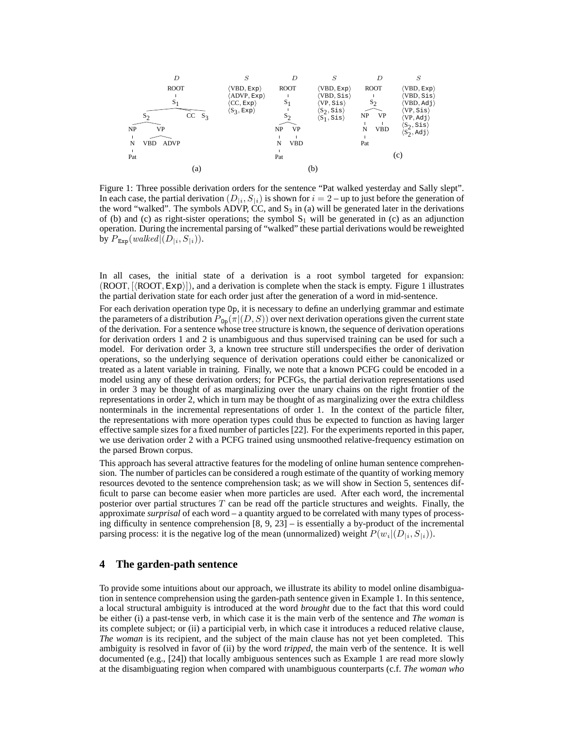D S D S D S

ROOT
S1
S2 CC S3
NP VP
N VBD ADVP
Pat

⟨VBD, Exp⟩
⟨ADVP, Exp⟩
⟨CC, Exp⟩
⟨S3, Exp⟩

ROOT
S1
S2
NP VP
N VBD
Pat

⟨VBD, Exp⟩
⟨VBD, Sis⟩
⟨VP, Sis⟩
⟨S2, Sis⟩
⟨S1, Sis⟩

ROOT
S2
NP VP
N VBD
Pat

⟨VBD, Exp⟩
⟨VBD, Sis⟩
⟨VBD, Adj⟩
⟨VP, Sis⟩
⟨VP, Adj⟩
⟨S2, Sis⟩
⟨S2, Adj⟩

(a) (b) (c)

Figure 1: Three possible derivation orders for the sentence "Pat walked yesterday and Sally slept". In each case, the partial derivation $(D_{|i}, S_{|i})$ is shown for $i = 2$ – up to just before the generation of the word "walked". The symbols ADVP, CC, and $S_3$ in (a) will be generated later in the derivations of (b) and (c) as right-sister operations; the symbol $S_1$ will be generated in (c) as an adjunction operation. During the incremental parsing of "walked" these partial derivations would be reweighted by $P_{\texttt{Exp}}(walked|(D_{|i}, S_{|i}))$.

In all cases, the initial state of a derivation is a root symbol targeted for expansion: $(\text{ROOT}, [\langle\text{ROOT}, \texttt{Exp}\rangle])$, and a derivation is complete when the stack is empty. Figure 1 illustrates the partial derivation state for each order just after the generation of a word in mid-sentence.

For each derivation operation type $\texttt{Op}$, it is necessary to define an underlying grammar and estimate the parameters of a distribution $P_{\texttt{Op}}(\pi|(D, S))$ over next derivation operations given the current state of the derivation. For a sentence whose tree structure is known, the sequence of derivation operations for derivation orders 1 and 2 is unambiguous and thus supervised training can be used for such a model. For derivation order 3, a known tree structure still underspecifies the order of derivation operations, so the underlying sequence of derivation operations could either be canonicalized or treated as a latent variable in training. Finally, we note that a known PCFG could be encoded in a model using any of these derivation orders; for PCFGs, the partial derivation representations used in order 3 may be thought of as marginalizing over the unary chains on the right frontier of the representations in order 2, which in turn may be thought of as marginalizing over the extra childless nonterminals in the incremental representations of order 1. In the context of the particle filter, the representations with more operation types could thus be expected to function as having larger effective sample sizes for a fixed number of particles [22]. For the experiments reported in this paper, we use derivation order 2 with a PCFG trained using unsmoothed relative-frequency estimation on the parsed Brown corpus.

This approach has several attractive features for the modeling of online human sentence comprehension. The number of particles can be considered a rough estimate of the quantity of working memory resources devoted to the sentence comprehension task; as we will show in Section 5, sentences difficult to parse can become easier when more particles are used. After each word, the incremental posterior over partial structures $T$ can be read off the particle structures and weights. Finally, the approximate *surprisal* of each word – a quantity argued to be correlated with many types of processing difficulty in sentence comprehension [8, 9, 23] – is essentially a by-product of the incremental parsing process: it is the negative log of the mean (unnormalized) weight $P(w_i|(D_{|i}, S_{|i}))$.

## 4 The garden-path sentence

To provide some intuitions about our approach, we illustrate its ability to model online disambiguation in sentence comprehension using the garden-path sentence given in Example 1. In this sentence, a local structural ambiguity is introduced at the word *brought* due to the fact that this word could be either (i) a past-tense verb, in which case it is the main verb of the sentence and *The woman* is its complete subject; or (ii) a participial verb, in which case it introduces a reduced relative clause, *The woman* is its recipient, and the subject of the main clause has not yet been completed. This ambiguity is resolved in favor of (ii) by the word *tripped*, the main verb of the sentence. It is well documented (e.g., [24]) that locally ambiguous sentences such as Example 1 are read more slowly at the disambiguating region when compared with unambiguous counterparts (c.f. *The woman who*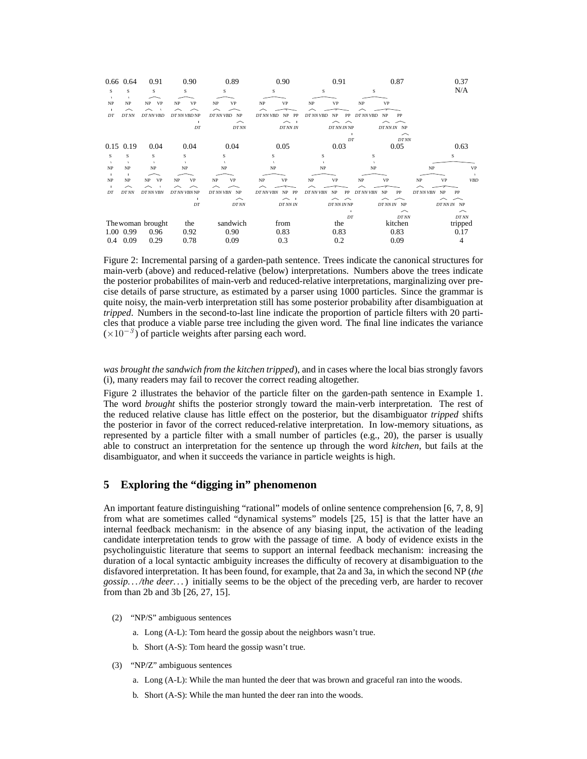0.66 0.64 0.91 0.90 0.89 0.90 0.91 0.87 0.37

N/A

0.15 0.19 0.04 0.04 0.04 0.05 0.03 0.05 0.63

The woman brought the sandwich from the kitchen tripped

1.00 0.99 0.96 0.92 0.90 0.83 0.83 0.83 0.17

0.4 0.09 0.29 0.78 0.09 0.3 0.2 0.09 4

Figure 2: Incremental parsing of a garden-path sentence. Trees indicate the canonical structures for main-verb (above) and reduced-relative (below) interpretations. Numbers above the trees indicate the posterior probabilites of main-verb and reduced-relative interpretations, marginalizing over precise details of parse structure, as estimated by a parser using 1000 particles. Since the grammar is quite noisy, the main-verb interpretation still has some posterior probability after disambiguation at *tripped*. Numbers in the second-to-last line indicate the proportion of particle filters with 20 particles that produce a viable parse tree including the given word. The final line indicates the variance ($\times 10^{-3}$) of particle weights after parsing each word.

*was brought the sandwich from the kitchen tripped*), and in cases where the local bias strongly favors (i), many readers may fail to recover the correct reading altogether.

Figure 2 illustrates the behavior of the particle filter on the garden-path sentence in Example 1. The word *brought* shifts the posterior strongly toward the main-verb interpretation. The rest of the reduced relative clause has little effect on the posterior, but the disambiguator *tripped* shifts the posterior in favor of the correct reduced-relative interpretation. In low-memory situations, as represented by a particle filter with a small number of particles (e.g., 20), the parser is usually able to construct an interpretation for the sentence up through the word *kitchen*, but fails at the disambiguator, and when it succeeds the variance in particle weights is high.

## 5 Exploring the "digging in" phenomenon

An important feature distinguishing "rational" models of online sentence comprehension [6, 7, 8, 9] from what are sometimes called "dynamical systems" models [25, 15] is that the latter have an internal feedback mechanism: in the absence of any biasing input, the activation of the leading candidate interpretation tends to grow with the passage of time. A body of evidence exists in the psycholinguistic literature that seems to support an internal feedback mechanism: increasing the duration of a local syntactic ambiguity increases the difficulty of recovery at disambiguation to the disfavored interpretation. It has been found, for example, that 2a and 3a, in which the second NP (*the gossip.../the deer...*) initially seems to be the object of the preceding verb, are harder to recover from than 2b and 3b [26, 27, 15].

(2) "NP/S" ambiguous sentences

a. Long (A-L): Tom heard the gossip about the neighbors wasn't true.

b. Short (A-S): Tom heard the gossip wasn't true.

(3) "NP/Z" ambiguous sentences

a. Long (A-L): While the man hunted the deer that was brown and graceful ran into the woods.

b. Short (A-S): While the man hunted the deer ran into the woods.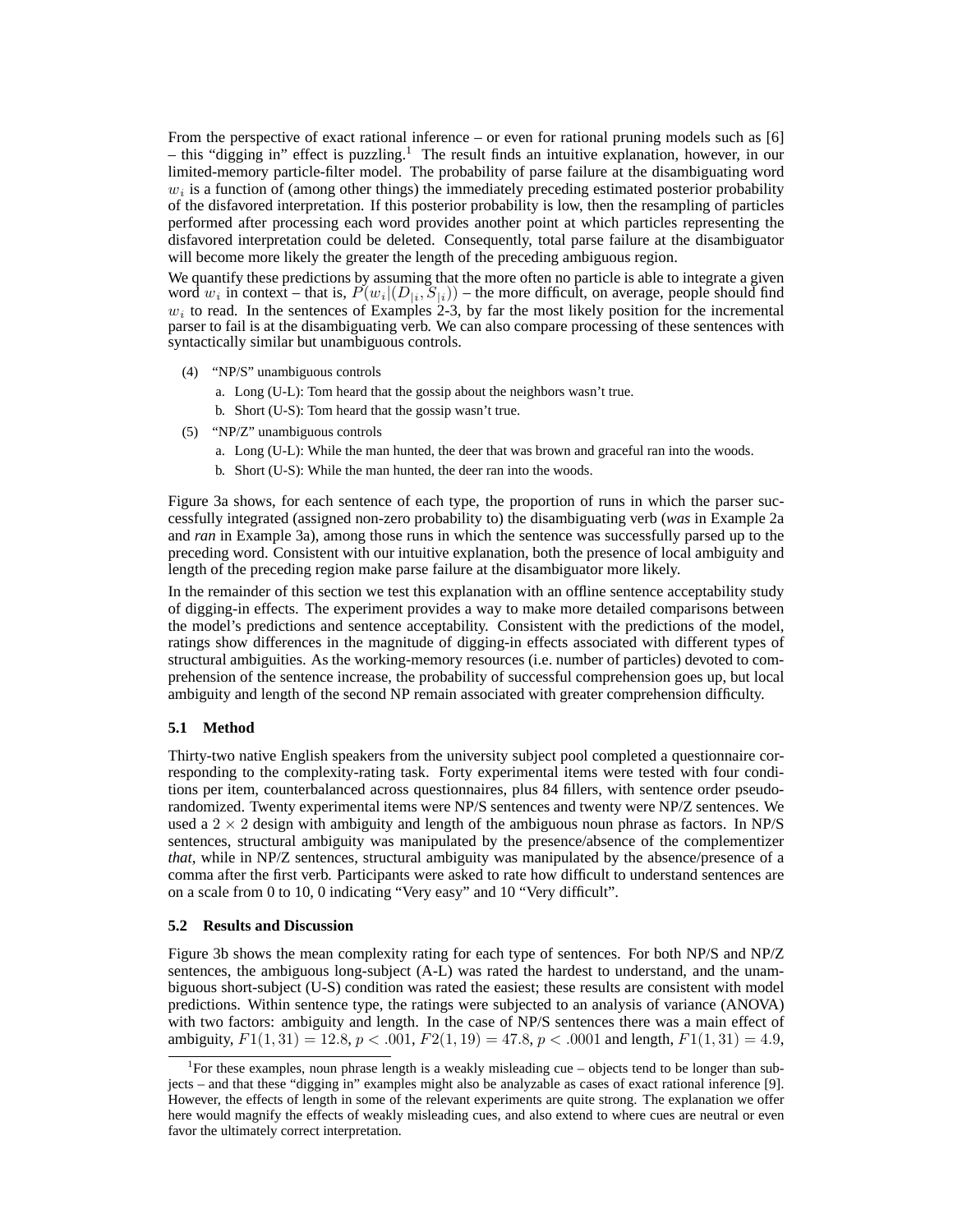From the perspective of exact rational inference – or even for rational pruning models such as [6] – this "digging in" effect is puzzling.[1] The result finds an intuitive explanation, however, in our limited-memory particle-filter model. The probability of parse failure at the disambiguating word $w_i$ is a function of (among other things) the immediately preceding estimated posterior probability of the disfavored interpretation. If this posterior probability is low, then the resampling of particles performed after processing each word provides another point at which particles representing the disfavored interpretation could be deleted. Consequently, total parse failure at the disambiguator will become more likely the greater the length of the preceding ambiguous region.

We quantify these predictions by assuming that the more often no particle is able to integrate a given word $w_i$ in context – that is, $P(w_i|(D_{|i}, S_{|i}))$ – the more difficult, on average, people should find $w_i$ to read. In the sentences of Examples 2-3, by far the most likely position for the incremental parser to fail is at the disambiguating verb. We can also compare processing of these sentences with syntactically similar but unambiguous controls.

(4) "NP/S" unambiguous controls

a. Long (U-L): Tom heard that the gossip about the neighbors wasn't true.

b. Short (U-S): Tom heard that the gossip wasn't true.

(5) "NP/Z" unambiguous controls

a. Long (U-L): While the man hunted, the deer that was brown and graceful ran into the woods.

b. Short (U-S): While the man hunted, the deer ran into the woods.

Figure 3a shows, for each sentence of each type, the proportion of runs in which the parser successfully integrated (assigned non-zero probability to) the disambiguating verb (*was* in Example 2a and *ran* in Example 3a), among those runs in which the sentence was successfully parsed up to the preceding word. Consistent with our intuitive explanation, both the presence of local ambiguity and length of the preceding region make parse failure at the disambiguator more likely.

In the remainder of this section we test this explanation with an offline sentence acceptability study of digging-in effects. The experiment provides a way to make more detailed comparisons between the model's predictions and sentence acceptability. Consistent with the predictions of the model, ratings show differences in the magnitude of digging-in effects associated with different types of structural ambiguities. As the working-memory resources (i.e. number of particles) devoted to comprehension of the sentence increase, the probability of successful comprehension goes up, but local ambiguity and length of the second NP remain associated with greater comprehension difficulty.

### 5.1 Method

Thirty-two native English speakers from the university subject pool completed a questionnaire corresponding to the complexity-rating task. Forty experimental items were tested with four conditions per item, counterbalanced across questionnaires, plus 84 fillers, with sentence order pseudo-randomized. Twenty experimental items were NP/S sentences and twenty were NP/Z sentences. We used a $2 \times 2$ design with ambiguity and length of the ambiguous noun phrase as factors. In NP/S sentences, structural ambiguity was manipulated by the presence/absence of the complementizer *that*, while in NP/Z sentences, structural ambiguity was manipulated by the absence/presence of a comma after the first verb. Participants were asked to rate how difficult to understand sentences are on a scale from 0 to 10, 0 indicating "Very easy" and 10 "Very difficult".

### 5.2 Results and Discussion

Figure 3b shows the mean complexity rating for each type of sentences. For both NP/S and NP/Z sentences, the ambiguous long-subject (A-L) was rated the hardest to understand, and the unambiguous short-subject (U-S) condition was rated the easiest; these results are consistent with model predictions. Within sentence type, the ratings were subjected to an analysis of variance (ANOVA) with two factors: ambiguity and length. In the case of NP/S sentences there was a main effect of ambiguity, $F1(1, 31) = 12.8, p < .001$, $F2(1, 19) = 47.8, p < .0001$ and length, $F1(1, 31) = 4.9$,

[1] For these examples, noun phrase length is a weakly misleading cue – objects tend to be longer than subjects – and that these "digging in" examples might also be analyzable as cases of exact rational inference [9]. However, the effects of length in some of the relevant experiments are quite strong. The explanation we offer here would magnify the effects of weakly misleading cues, and also extend to where cues are neutral or even favor the ultimately correct interpretation.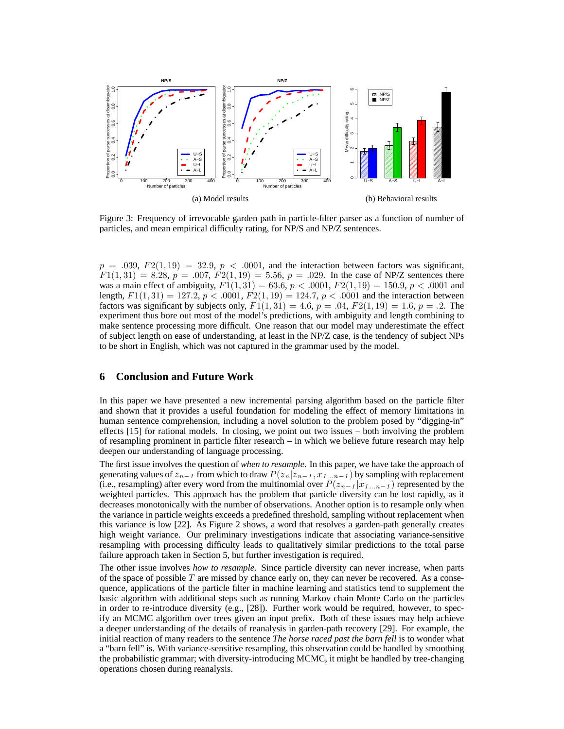NP/S

Proportion of parse successes at disambiguator

0.0 0.2 0.4 0.6 0.8 1.0

0 100 200 300 400

Number of particles

U–S
A–S
U–L
A–L

NP/Z

Proportion of parse successes at disambiguator

0.0 0.2 0.4 0.6 0.8 1.0

0 100 200 300 400

Number of particles

U–S
A–S
U–L
A–L

(a) Model results

Mean difficulty rating

0 1 2 3 4 5 6

NP/S
NP/Z

U–S A–S U–L A–L

(b) Behavioral results

Figure 3: Frequency of irrevocable garden path in particle-filter parser as a function of number of particles, and mean empirical difficulty rating, for NP/S and NP/Z sentences.

$p = .039$, $F2(1, 19) = 32.9$, $p < .0001$, and the interaction between factors was significant, $F1(1, 31) = 8.28$, $p = .007$, $F2(1, 19) = 5.56$, $p = .029$. In the case of NP/Z sentences there was a main effect of ambiguity, $F1(1, 31) = 63.6$, $p < .0001$, $F2(1, 19) = 150.9$, $p < .0001$ and length, $F1(1, 31) = 127.2$, $p < .0001$, $F2(1, 19) = 124.7$, $p < .0001$ and the interaction between factors was significant by subjects only, $F1(1, 31) = 4.6$, $p = .04$, $F2(1, 19) = 1.6$, $p = .2$. The experiment thus bore out most of the model's predictions, with ambiguity and length combining to make sentence processing more difficult. One reason that our model may underestimate the effect of subject length on ease of understanding, at least in the NP/Z case, is the tendency of subject NPs to be short in English, which was not captured in the grammar used by the model.

## 6 Conclusion and Future Work

In this paper we have presented a new incremental parsing algorithm based on the particle filter and shown that it provides a useful foundation for modeling the effect of memory limitations in human sentence comprehension, including a novel solution to the problem posed by "digging-in" effects [15] for rational models. In closing, we point out two issues – both involving the problem of resampling prominent in particle filter research – in which we believe future research may help deepen our understanding of language processing.

The first issue involves the question of *when to resample*. In this paper, we have take the approach of generating values of $z_{n-1}$ from which to draw $P(z_n|z_{n-1}, x_{1...n-1})$ by sampling with replacement (i.e., resampling) after every word from the multinomial over $P(z_{n-1}|x_{1...n-1})$ represented by the weighted particles. This approach has the problem that particle diversity can be lost rapidly, as it decreases monotonically with the number of observations. Another option is to resample only when the variance in particle weights exceeds a predefined threshold, sampling without replacement when this variance is low [22]. As Figure 2 shows, a word that resolves a garden-path generally creates high weight variance. Our preliminary investigations indicate that associating variance-sensitive resampling with processing difficulty leads to qualitatively similar predictions to the total parse failure approach taken in Section 5, but further investigation is required.

The other issue involves *how to resample*. Since particle diversity can never increase, when parts of the space of possible $T$ are missed by chance early on, they can never be recovered. As a consequence, applications of the particle filter in machine learning and statistics tend to supplement the basic algorithm with additional steps such as running Markov chain Monte Carlo on the particles in order to re-introduce diversity (e.g., [28]). Further work would be required, however, to specify an MCMC algorithm over trees given an input prefix. Both of these issues may help achieve a deeper understanding of the details of reanalysis in garden-path recovery [29]. For example, the initial reaction of many readers to the sentence *The horse raced past the barn fell* is to wonder what a "barn fell" is. With variance-sensitive resampling, this observation could be handled by smoothing the probabilistic grammar; with diversity-introducing MCMC, it might be handled by tree-changing operations chosen during reanalysis.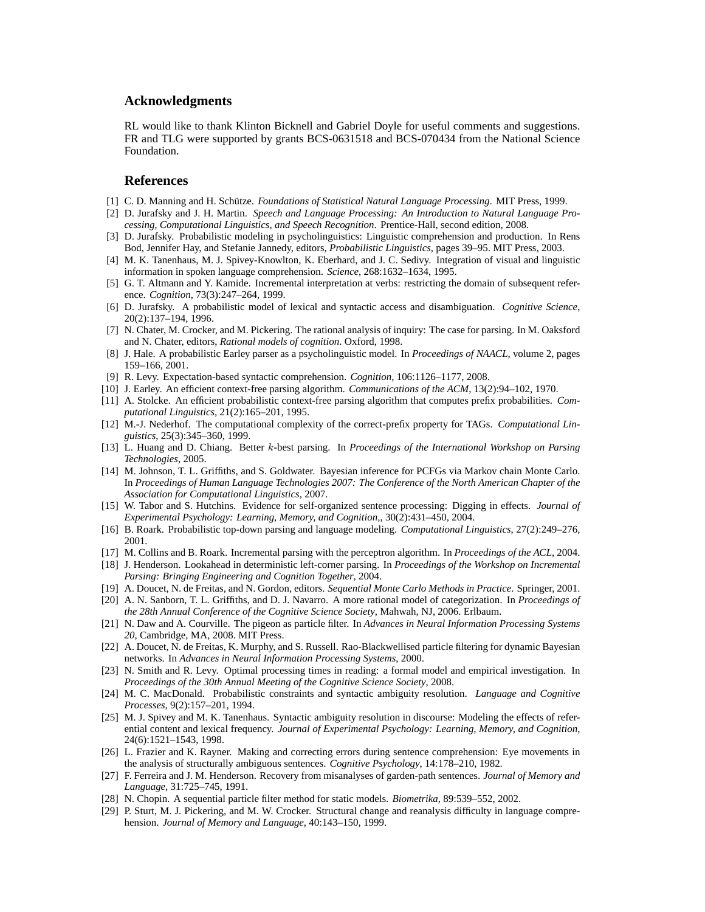## Acknowledgments

RL would like to thank Klinton Bicknell and Gabriel Doyle for useful comments and suggestions. FR and TLG were supported by grants BCS-0631518 and BCS-070434 from the National Science Foundation.

## References

[1] C. D. Manning and H. Schütze. *Foundations of Statistical Natural Language Processing*. MIT Press, 1999.

[2] D. Jurafsky and J. H. Martin. *Speech and Language Processing: An Introduction to Natural Language Processing, Computational Linguistics, and Speech Recognition*. Prentice-Hall, second edition, 2008.

[3] D. Jurafsky. Probabilistic modeling in psycholinguistics: Linguistic comprehension and production. In Rens Bod, Jennifer Hay, and Stefanie Jannedy, editors, *Probabilistic Linguistics*, pages 39–95. MIT Press, 2003.

[4] M. K. Tanenhaus, M. J. Spivey-Knowlton, K. Eberhard, and J. C. Sedivy. Integration of visual and linguistic information in spoken language comprehension. *Science*, 268:1632–1634, 1995.

[5] G. T. Altmann and Y. Kamide. Incremental interpretation at verbs: restricting the domain of subsequent reference. *Cognition*, 73(3):247–264, 1999.

[6] D. Jurafsky. A probabilistic model of lexical and syntactic access and disambiguation. *Cognitive Science*, 20(2):137–194, 1996.

[7] N. Chater, M. Crocker, and M. Pickering. The rational analysis of inquiry: The case for parsing. In M. Oaksford and N. Chater, editors, *Rational models of cognition*. Oxford, 1998.

[8] J. Hale. A probabilistic Earley parser as a psycholinguistic model. In *Proceedings of NAACL*, volume 2, pages 159–166, 2001.

[9] R. Levy. Expectation-based syntactic comprehension. *Cognition*, 106:1126–1177, 2008.

[10] J. Earley. An efficient context-free parsing algorithm. *Communications of the ACM*, 13(2):94–102, 1970.

[11] A. Stolcke. An efficient probabilistic context-free parsing algorithm that computes prefix probabilities. *Computational Linguistics*, 21(2):165–201, 1995.

[12] M.-J. Nederhof. The computational complexity of the correct-prefix property for TAGs. *Computational Linguistics*, 25(3):345–360, 1999.

[13] L. Huang and D. Chiang. Better $k$-best parsing. In *Proceedings of the International Workshop on Parsing Technologies*, 2005.

[14] M. Johnson, T. L. Griffiths, and S. Goldwater. Bayesian inference for PCFGs via Markov chain Monte Carlo. In *Proceedings of Human Language Technologies 2007: The Conference of the North American Chapter of the Association for Computational Linguistics*, 2007.

[15] W. Tabor and S. Hutchins. Evidence for self-organized sentence processing: Digging in effects. *Journal of Experimental Psychology: Learning, Memory, and Cognition,*, 30(2):431–450, 2004.

[16] B. Roark. Probabilistic top-down parsing and language modeling. *Computational Linguistics*, 27(2):249–276, 2001.

[17] M. Collins and B. Roark. Incremental parsing with the perceptron algorithm. In *Proceedings of the ACL*, 2004.

[18] J. Henderson. Lookahead in deterministic left-corner parsing. In *Proceedings of the Workshop on Incremental Parsing: Bringing Engineering and Cognition Together*, 2004.

[19] A. Doucet, N. de Freitas, and N. Gordon, editors. *Sequential Monte Carlo Methods in Practice*. Springer, 2001.

[20] A. N. Sanborn, T. L. Griffiths, and D. J. Navarro. A more rational model of categorization. In *Proceedings of the 28th Annual Conference of the Cognitive Science Society*, Mahwah, NJ, 2006. Erlbaum.

[21] N. Daw and A. Courville. The pigeon as particle filter. In *Advances in Neural Information Processing Systems 20*, Cambridge, MA, 2008. MIT Press.

[22] A. Doucet, N. de Freitas, K. Murphy, and S. Russell. Rao-Blackwellised particle filtering for dynamic Bayesian networks. In *Advances in Neural Information Processing Systems*, 2000.

[23] N. Smith and R. Levy. Optimal processing times in reading: a formal model and empirical investigation. In *Proceedings of the 30th Annual Meeting of the Cognitive Science Society*, 2008.

[24] M. C. MacDonald. Probabilistic constraints and syntactic ambiguity resolution. *Language and Cognitive Processes*, 9(2):157–201, 1994.

[25] M. J. Spivey and M. K. Tanenhaus. Syntactic ambiguity resolution in discourse: Modeling the effects of referential content and lexical frequency. *Journal of Experimental Psychology: Learning, Memory, and Cognition*, 24(6):1521–1543, 1998.

[26] L. Frazier and K. Rayner. Making and correcting errors during sentence comprehension: Eye movements in the analysis of structurally ambiguous sentences. *Cognitive Psychology*, 14:178–210, 1982.

[27] F. Ferreira and J. M. Henderson. Recovery from misanalyses of garden-path sentences. *Journal of Memory and Language*, 31:725–745, 1991.

[28] N. Chopin. A sequential particle filter method for static models. *Biometrika*, 89:539–552, 2002.

[29] P. Sturt, M. J. Pickering, and M. W. Crocker. Structural change and reanalysis difficulty in language comprehension. *Journal of Memory and Language*, 40:143–150, 1999.